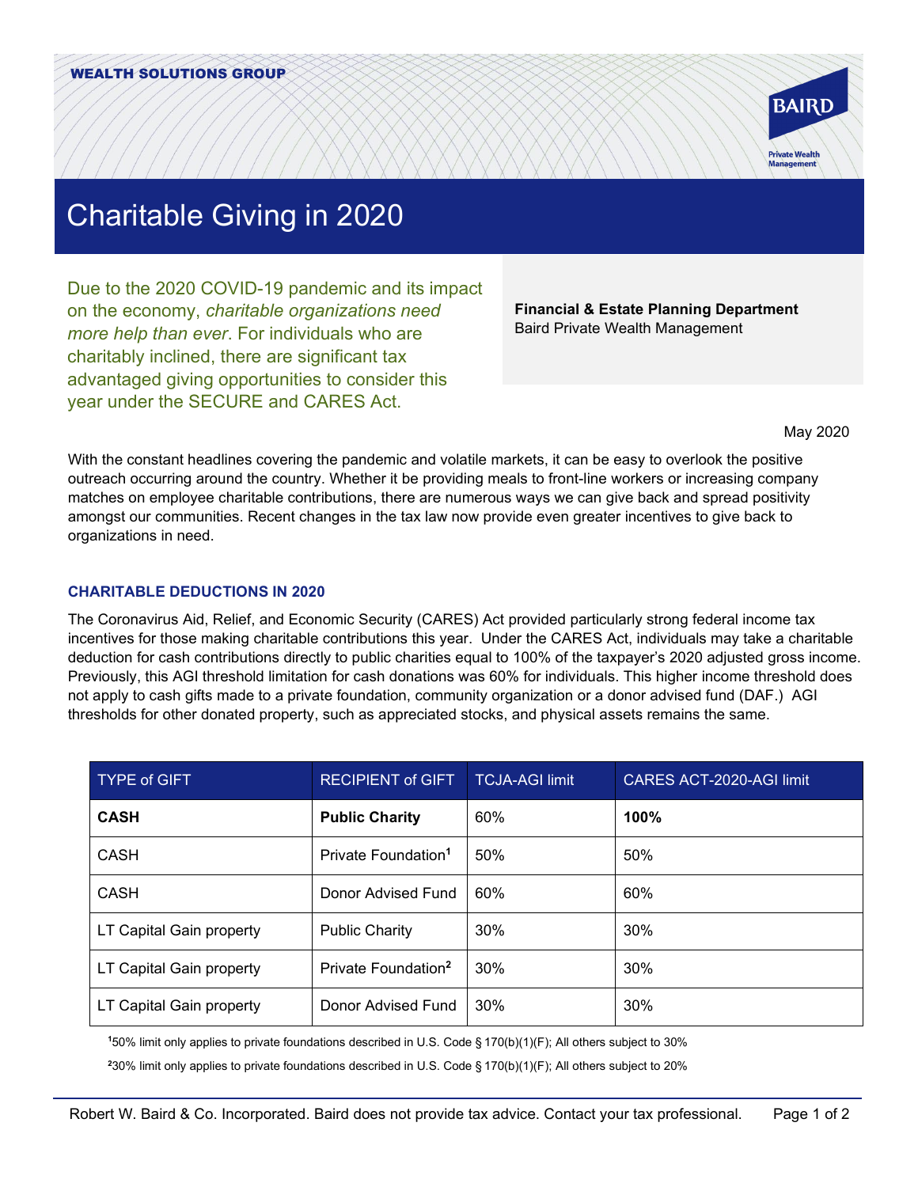WEALTH SOLUTIONS GROUP

# Charitable Giving in 2020

Due to the 2020 COVID-19 pandemic and its impact on the economy, *charitable organizations need more help than ever*. For individuals who are charitably inclined, there are significant tax advantaged giving opportunities to consider this year under the SECURE and CARES Act.

**Financial & Estate Planning Department**
Baird Private Wealth Management

May 2020

With the constant headlines covering the pandemic and volatile markets, it can be easy to overlook the positive outreach occurring around the country. Whether it be providing meals to front-line workers or increasing company matches on employee charitable contributions, there are numerous ways we can give back and spread positivity amongst our communities. Recent changes in the tax law now provide even greater incentives to give back to organizations in need.

## CHARITABLE DEDUCTIONS IN 2020

The Coronavirus Aid, Relief, and Economic Security (CARES) Act provided particularly strong federal income tax incentives for those making charitable contributions this year. Under the CARES Act, individuals may take a charitable deduction for cash contributions directly to public charities equal to 100% of the taxpayer's 2020 adjusted gross income. Previously, this AGI threshold limitation for cash donations was 60% for individuals. This higher income threshold does not apply to cash gifts made to a private foundation, community organization or a donor advised fund (DAF.) AGI thresholds for other donated property, such as appreciated stocks, and physical assets remains the same.

| TYPE of GIFT | RECIPIENT of GIFT | TCJA-AGI limit | CARES ACT-2020-AGI limit |
|---|---|---|---|
| **CASH** | **Public Charity** | 60% | **100%** |
| CASH | Private Foundation[1] | 50% | 50% |
| CASH | Donor Advised Fund | 60% | 60% |
| LT Capital Gain property | Public Charity | 30% | 30% |
| LT Capital Gain property | Private Foundation[2] | 30% | 30% |
| LT Capital Gain property | Donor Advised Fund | 30% | 30% |

[1] 50% limit only applies to private foundations described in U.S. Code § 170(b)(1)(F); All others subject to 30%

[2] 30% limit only applies to private foundations described in U.S. Code § 170(b)(1)(F); All others subject to 20%

Robert W. Baird & Co. Incorporated. Baird does not provide tax advice. Contact your tax professional.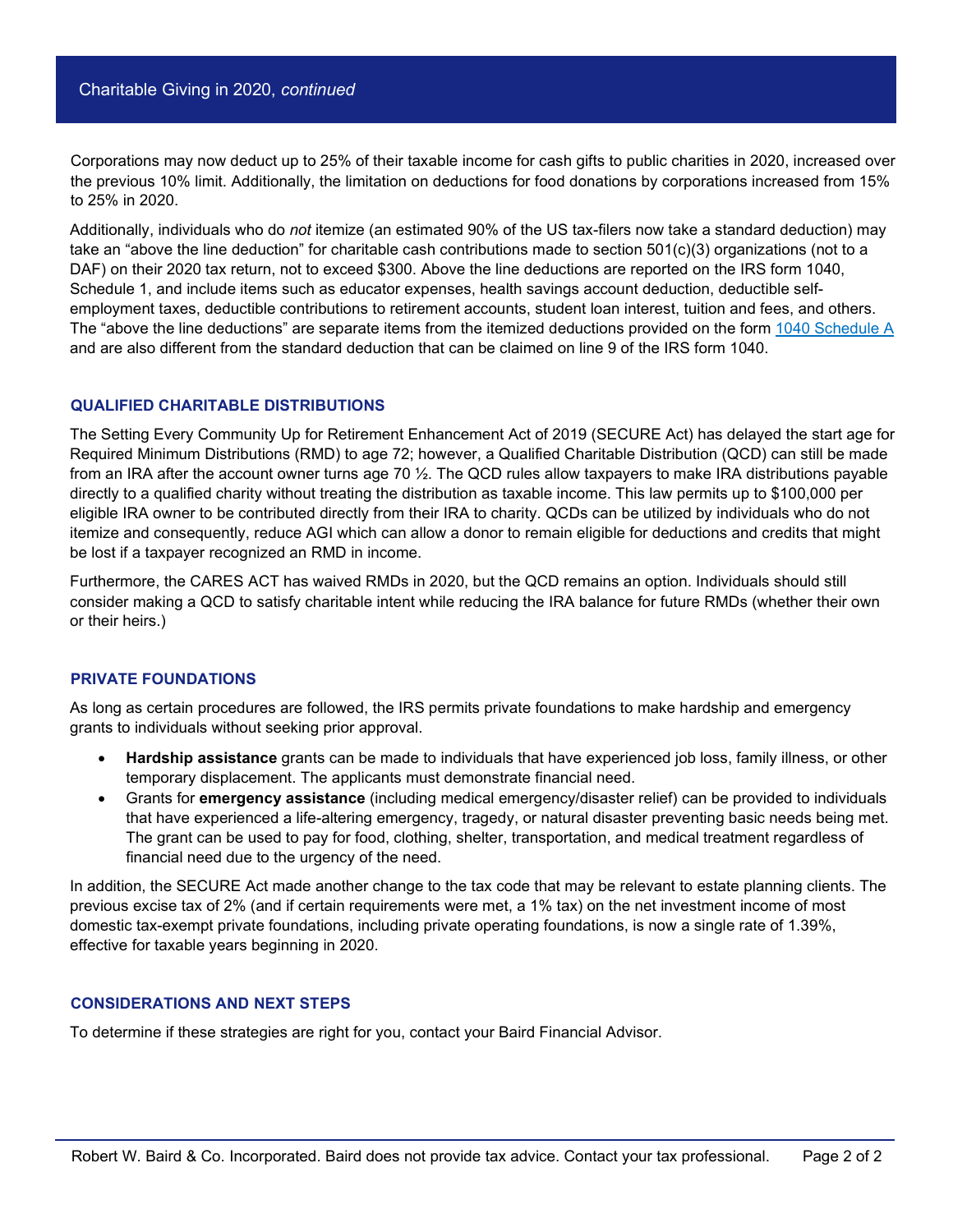Corporations may now deduct up to 25% of their taxable income for cash gifts to public charities in 2020, increased over the previous 10% limit. Additionally, the limitation on deductions for food donations by corporations increased from 15% to 25% in 2020.

Additionally, individuals who do *not* itemize (an estimated 90% of the US tax-filers now take a standard deduction) may take an "above the line deduction" for charitable cash contributions made to section 501(c)(3) organizations (not to a DAF) on their 2020 tax return, not to exceed $300. Above the line deductions are reported on the IRS form 1040, Schedule 1, and include items such as educator expenses, health savings account deduction, deductible self-employment taxes, deductible contributions to retirement accounts, student loan interest, tuition and fees, and others. The "above the line deductions" are separate items from the itemized deductions provided on the form [1040 Schedule A] and are also different from the standard deduction that can be claimed on line 9 of the IRS form 1040.

## QUALIFIED CHARITABLE DISTRIBUTIONS

The Setting Every Community Up for Retirement Enhancement Act of 2019 (SECURE Act) has delayed the start age for Required Minimum Distributions (RMD) to age 72; however, a Qualified Charitable Distribution (QCD) can still be made from an IRA after the account owner turns age 70 ½. The QCD rules allow taxpayers to make IRA distributions payable directly to a qualified charity without treating the distribution as taxable income. This law permits up to $100,000 per eligible IRA owner to be contributed directly from their IRA to charity. QCDs can be utilized by individuals who do not itemize and consequently, reduce AGI which can allow a donor to remain eligible for deductions and credits that might be lost if a taxpayer recognized an RMD in income.

Furthermore, the CARES ACT has waived RMDs in 2020, but the QCD remains an option. Individuals should still consider making a QCD to satisfy charitable intent while reducing the IRA balance for future RMDs (whether their own or their heirs.)

## PRIVATE FOUNDATIONS

As long as certain procedures are followed, the IRS permits private foundations to make hardship and emergency grants to individuals without seeking prior approval.

- **Hardship assistance** grants can be made to individuals that have experienced job loss, family illness, or other temporary displacement. The applicants must demonstrate financial need.
- Grants for **emergency assistance** (including medical emergency/disaster relief) can be provided to individuals that have experienced a life-altering emergency, tragedy, or natural disaster preventing basic needs being met. The grant can be used to pay for food, clothing, shelter, transportation, and medical treatment regardless of financial need due to the urgency of the need.

In addition, the SECURE Act made another change to the tax code that may be relevant to estate planning clients. The previous excise tax of 2% (and if certain requirements were met, a 1% tax) on the net investment income of most domestic tax-exempt private foundations, including private operating foundations, is now a single rate of 1.39%, effective for taxable years beginning in 2020.

## CONSIDERATIONS AND NEXT STEPS

To determine if these strategies are right for you, contact your Baird Financial Advisor.

Robert W. Baird & Co. Incorporated. Baird does not provide tax advice. Contact your tax professional.